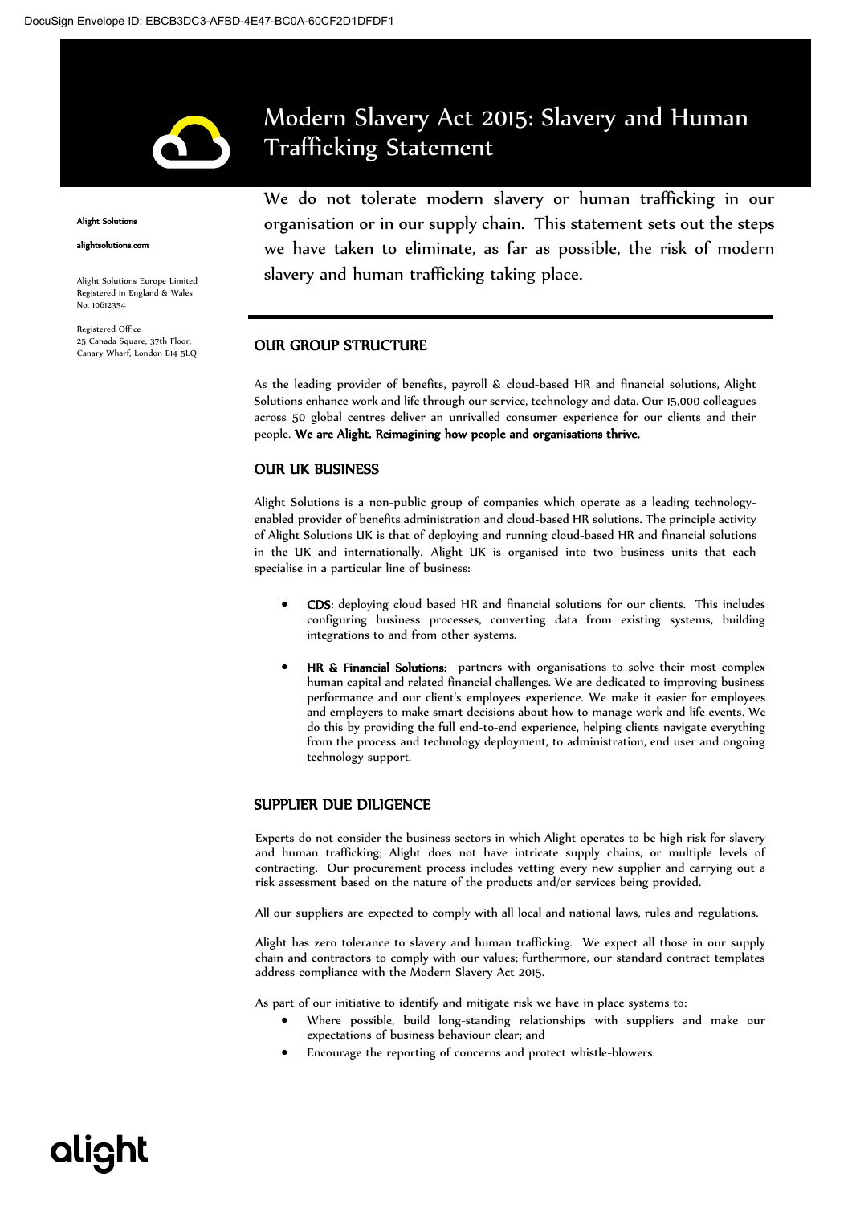# Modern Slavery Act 2015: Slavery and Human Trafficking Statement

**Alight Solutions**

**alightsolutions.com**

Alight Solutions Europe Limited
Registered in England & Wales
No. 10612354

Registered Office
25 Canada Square, 37th Floor,
Canary Wharf, London E14 5LQ

We do not tolerate modern slavery or human trafficking in our organisation or in our supply chain. This statement sets out the steps we have taken to eliminate, as far as possible, the risk of modern slavery and human trafficking taking place.

## OUR GROUP STRUCTURE

As the leading provider of benefits, payroll & cloud-based HR and financial solutions, Alight Solutions enhance work and life through our service, technology and data. Our 15,000 colleagues across 50 global centres deliver an unrivalled consumer experience for our clients and their people. **We are Alight. Reimagining how people and organisations thrive.**

## OUR UK BUSINESS

Alight Solutions is a non-public group of companies which operate as a leading technology-enabled provider of benefits administration and cloud-based HR solutions. The principle activity of Alight Solutions UK is that of deploying and running cloud-based HR and financial solutions in the UK and internationally. Alight UK is organised into two business units that each specialise in a particular line of business:

- **CDS**: deploying cloud based HR and financial solutions for our clients. This includes configuring business processes, converting data from existing systems, building integrations to and from other systems.
- **HR & Financial Solutions:** partners with organisations to solve their most complex human capital and related financial challenges. We are dedicated to improving business performance and our client's employees experience. We make it easier for employees and employers to make smart decisions about how to manage work and life events. We do this by providing the full end-to-end experience, helping clients navigate everything from the process and technology deployment, to administration, end user and ongoing technology support.

## SUPPLIER DUE DILIGENCE

Experts do not consider the business sectors in which Alight operates to be high risk for slavery and human trafficking; Alight does not have intricate supply chains, or multiple levels of contracting. Our procurement process includes vetting every new supplier and carrying out a risk assessment based on the nature of the products and/or services being provided.

All our suppliers are expected to comply with all local and national laws, rules and regulations.

Alight has zero tolerance to slavery and human trafficking. We expect all those in our supply chain and contractors to comply with our values; furthermore, our standard contract templates address compliance with the Modern Slavery Act 2015.

As part of our initiative to identify and mitigate risk we have in place systems to:

- Where possible, build long-standing relationships with suppliers and make our expectations of business behaviour clear; and
- Encourage the reporting of concerns and protect whistle-blowers.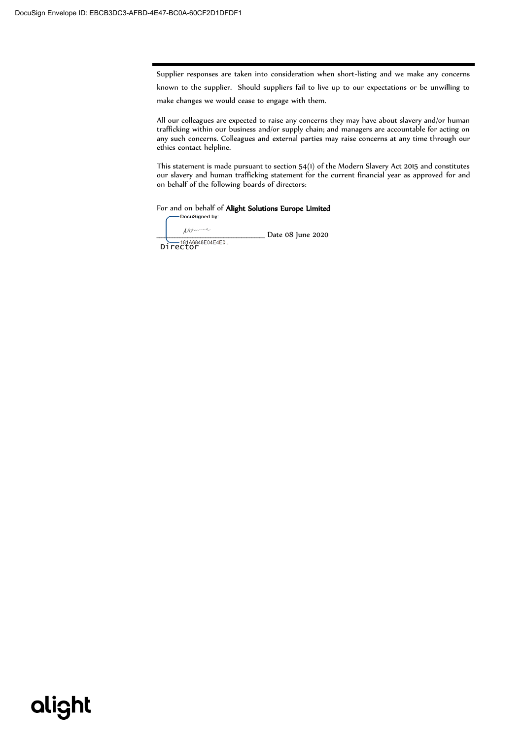Supplier responses are taken into consideration when short-listing and we make any concerns known to the supplier. Should suppliers fail to live up to our expectations or be unwilling to make changes we would cease to engage with them.

All our colleagues are expected to raise any concerns they may have about slavery and/or human trafficking within our business and/or supply chain; and managers are accountable for acting on any such concerns. Colleagues and external parties may raise concerns at any time through our ethics contact helpline.

This statement is made pursuant to section 54(1) of the Modern Slavery Act 2015 and constitutes our slavery and human trafficking statement for the current financial year as approved for and on behalf of the following boards of directors:

For and on behalf of **Alight Solutions Europe Limited**

DocuSigned by:

______________________________ Date 08 June 2020

181A6848E04E4E0...

Director

alight